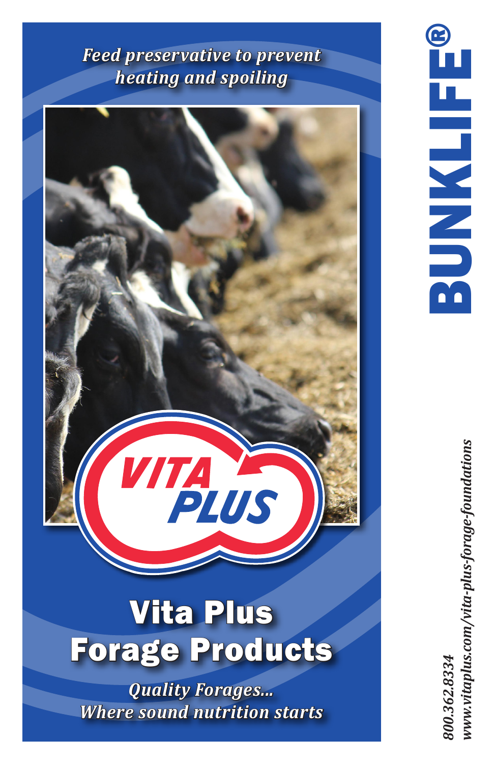*Feed preservative to prevent heating and spoiling*

VITA PLUS

# Vita Plus Forage Products

*Quality Forages... Where sound nutrition starts*

# BUNKLIFE®

*800.362.8334*
*www.vitaplus.com/vita-plus-forage-foundations*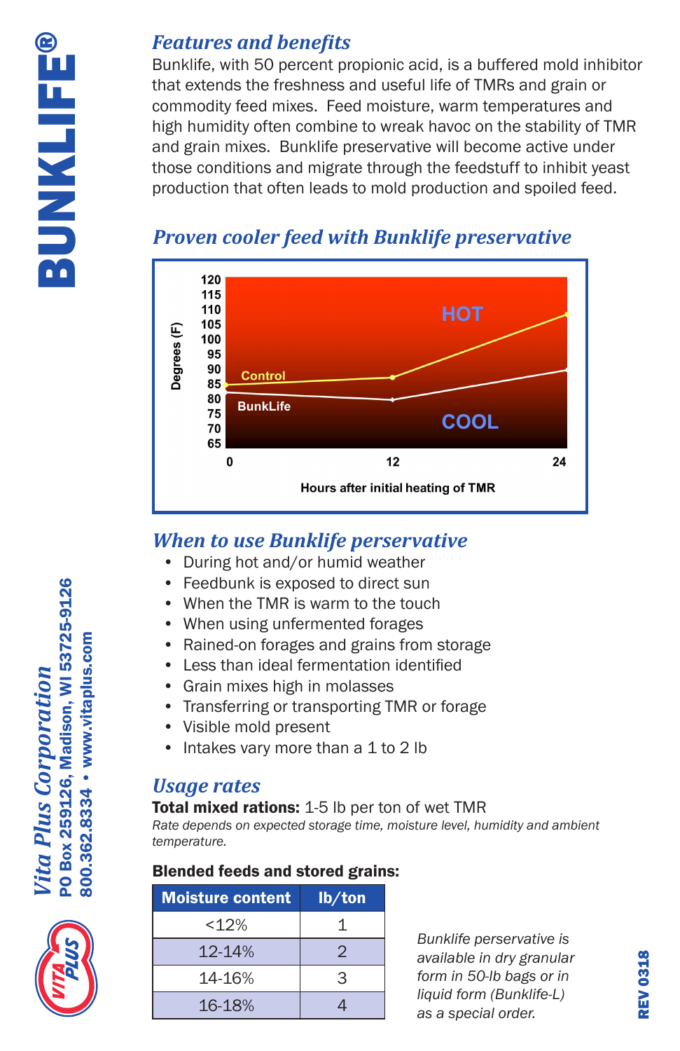# BUNKLIFE®

## Features and benefits

Bunklife, with 50 percent propionic acid, is a buffered mold inhibitor that extends the freshness and useful life of TMRs and grain or commodity feed mixes. Feed moisture, warm temperatures and high humidity often combine to wreak havoc on the stability of TMR and grain mixes. Bunklife preservative will become active under those conditions and migrate through the feedstuff to inhibit yeast production that often leads to mold production and spoiled feed.

## Proven cooler feed with Bunklife preservative

Degrees (F)
120
115
110
105
100
95
90
85
80
75
70
65
HOT
Control
BunkLife
COOL
0
12
24
Hours after initial heating of TMR

## When to use Bunklife perservative

- During hot and/or humid weather
- Feedbunk is exposed to direct sun
- When the TMR is warm to the touch
- When using unfermented forages
- Rained-on forages and grains from storage
- Less than ideal fermentation identified
- Grain mixes high in molasses
- Transferring or transporting TMR or forage
- Visible mold present
- Intakes vary more than a 1 to 2 lb

## Usage rates

**Total mixed rations:** 1-5 lb per ton of wet TMR

*Rate depends on expected storage time, moisture level, humidity and ambient temperature.*

**Blended feeds and stored grains:**

| Moisture content | lb/ton |
|---|---|
| <12% | 1 |
| 12-14% | 2 |
| 14-16% | 3 |
| 16-18% | 4 |

*Bunklife perservative is available in dry granular form in 50-lb bags or in liquid form (Bunklife-L) as a special order.*

***Vita Plus Corporation***
**PO Box 259126, Madison, WI 53725-9126**
**800.362.8334 • www.vitaplus.com**

VITA PLUS

REV 0318